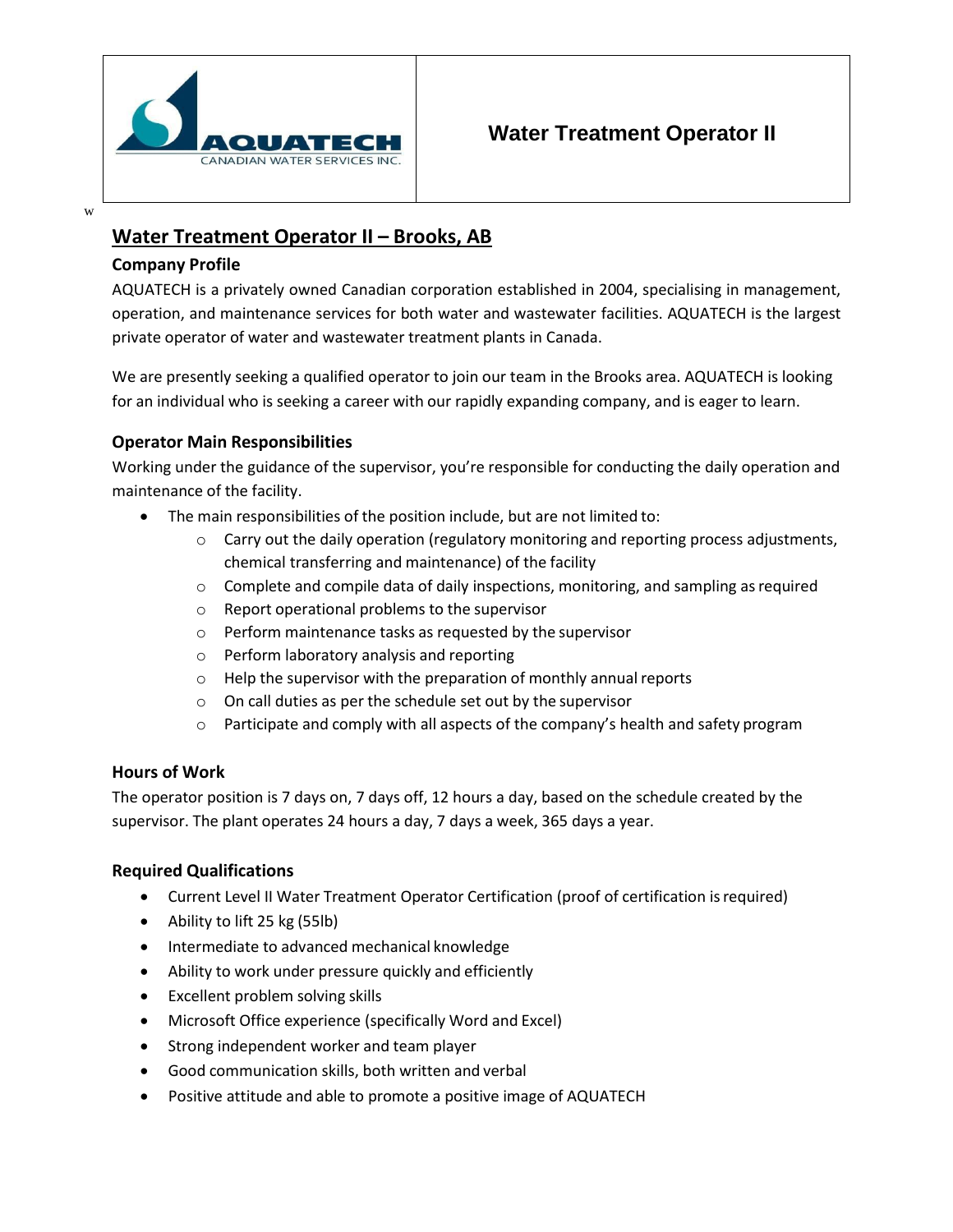| AQUATECH CANADIAN WATER SERVICES INC. | **Water Treatment Operator II** |
| --- | --- |

w

## Water Treatment Operator II – Brooks, AB

### Company Profile

AQUATECH is a privately owned Canadian corporation established in 2004, specialising in management, operation, and maintenance services for both water and wastewater facilities. AQUATECH is the largest private operator of water and wastewater treatment plants in Canada.

We are presently seeking a qualified operator to join our team in the Brooks area. AQUATECH is looking for an individual who is seeking a career with our rapidly expanding company, and is eager to learn.

### Operator Main Responsibilities

Working under the guidance of the supervisor, you're responsible for conducting the daily operation and maintenance of the facility.

- The main responsibilities of the position include, but are not limited to:
  - Carry out the daily operation (regulatory monitoring and reporting process adjustments, chemical transferring and maintenance) of the facility
  - Complete and compile data of daily inspections, monitoring, and sampling as required
  - Report operational problems to the supervisor
  - Perform maintenance tasks as requested by the supervisor
  - Perform laboratory analysis and reporting
  - Help the supervisor with the preparation of monthly annual reports
  - On call duties as per the schedule set out by the supervisor
  - Participate and comply with all aspects of the company's health and safety program

### Hours of Work

The operator position is 7 days on, 7 days off, 12 hours a day, based on the schedule created by the supervisor. The plant operates 24 hours a day, 7 days a week, 365 days a year.

### Required Qualifications

- Current Level II Water Treatment Operator Certification (proof of certification is required)
- Ability to lift 25 kg (55lb)
- Intermediate to advanced mechanical knowledge
- Ability to work under pressure quickly and efficiently
- Excellent problem solving skills
- Microsoft Office experience (specifically Word and Excel)
- Strong independent worker and team player
- Good communication skills, both written and verbal
- Positive attitude and able to promote a positive image of AQUATECH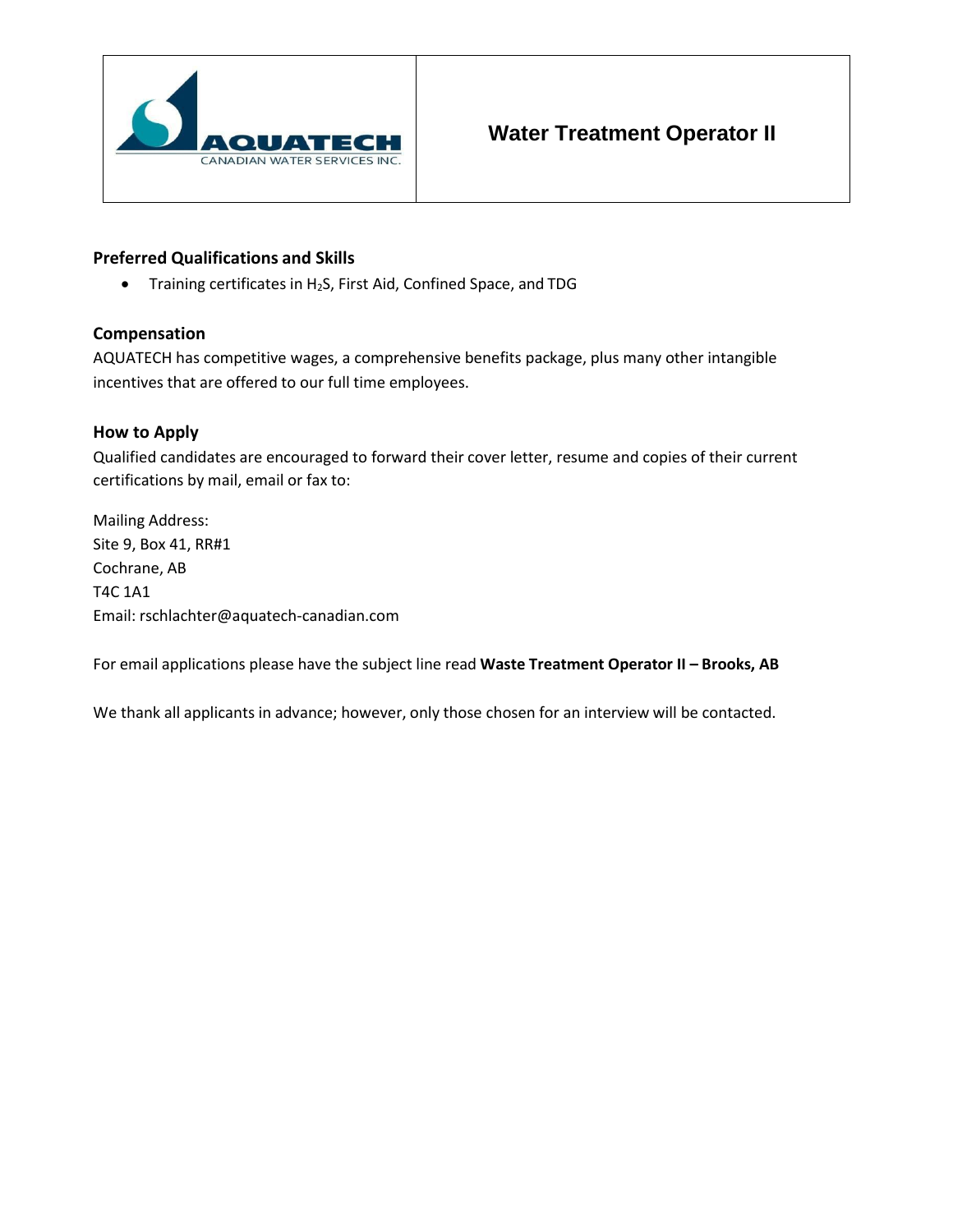| | |
|---|---|
| AQUATECH CANADIAN WATER SERVICES INC. | **Water Treatment Operator II** |

### Preferred Qualifications and Skills

- Training certificates in $H_2S$, First Aid, Confined Space, and TDG

### Compensation

AQUATECH has competitive wages, a comprehensive benefits package, plus many other intangible incentives that are offered to our full time employees.

### How to Apply

Qualified candidates are encouraged to forward their cover letter, resume and copies of their current certifications by mail, email or fax to:

Mailing Address:
Site 9, Box 41, RR#1
Cochrane, AB
T4C 1A1
Email: rschlachter@aquatech-canadian.com

For email applications please have the subject line read **Waste Treatment Operator II – Brooks, AB**

We thank all applicants in advance; however, only those chosen for an interview will be contacted.